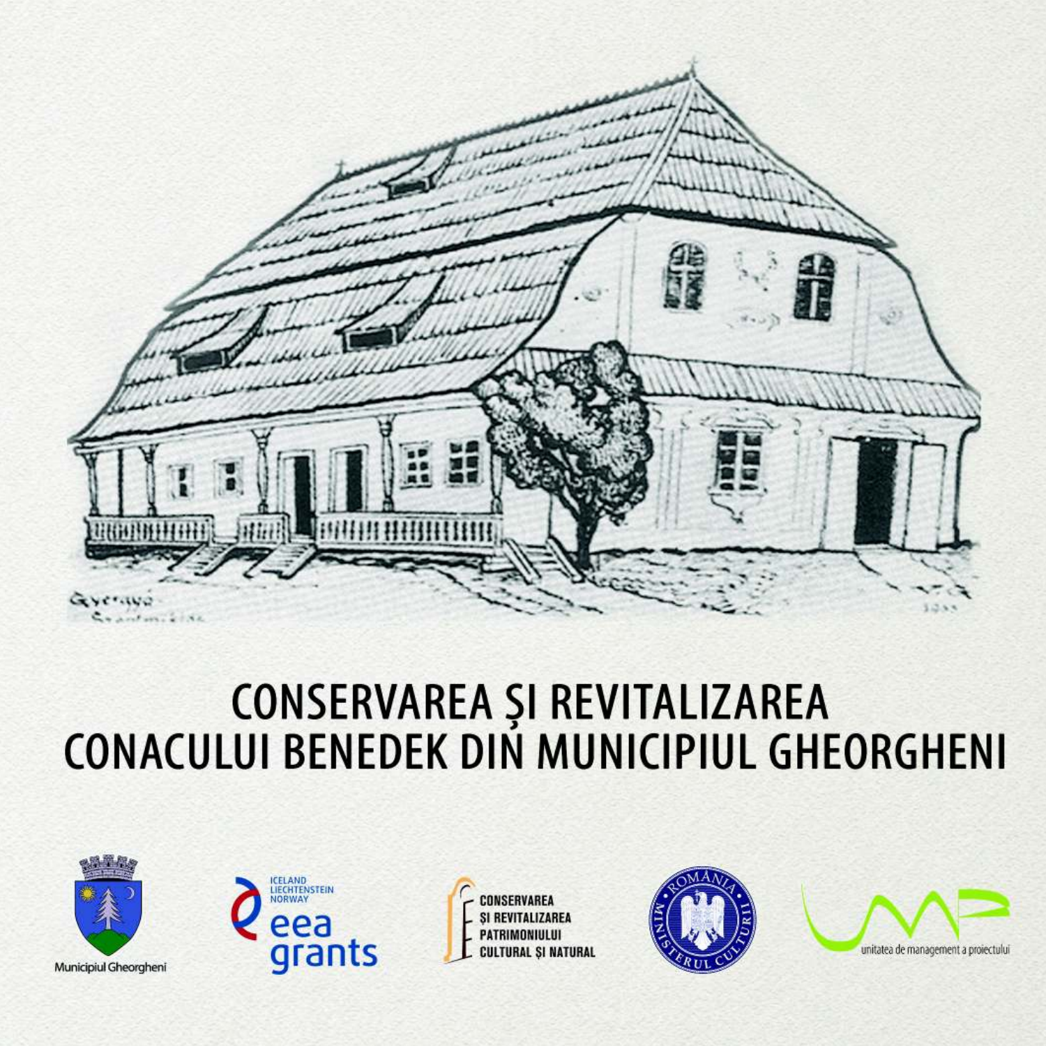# CONSERVAREA ȘI REVITALIZAREA CONACULUI BENEDEK DIN MUNICIPIUL GHEORGHENI

Municipiul Gheorgheni

ICELAND LIECHTENSTEIN NORWAY eea grants

CONSERVAREA ȘI REVITALIZAREA PATRIMONIULUI CULTURAL ȘI NATURAL

ROMÂNIA MINISTERUL CULTURII

unitatea de management a proiectului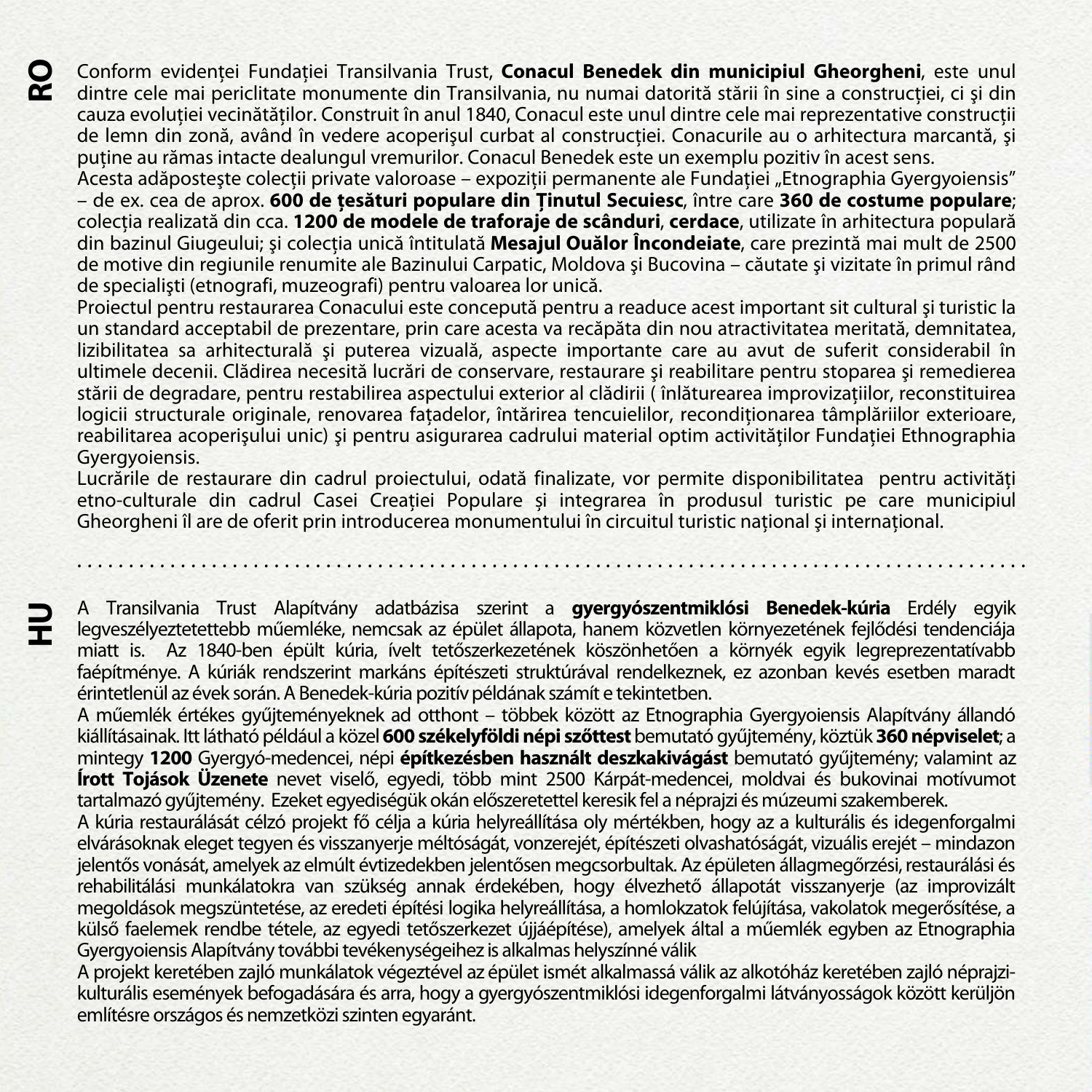**RO**

Conform evidenței Fundației Transilvania Trust, **Conacul Benedek din municipiul Gheorgheni**, este unul dintre cele mai periclitate monumente din Transilvania, nu numai datorită stării în sine a construcției, ci şi din cauza evoluției vecinătăților. Construit în anul 1840, Conacul este unul dintre cele mai reprezentative construcții de lemn din zonă, având în vedere acoperişul curbat al construcției. Conacurile au o arhitectura marcantă, şi puține au rămas intacte dealungul vremurilor. Conacul Benedek este un exemplu pozitiv în acest sens.

Acesta adăposteşte colecții private valoroase – expoziții permanente ale Fundației „Etnographia Gyergyoiensis" – de ex. cea de aprox. **600 de țesături populare din Ținutul Secuiesc**, între care **360 de costume populare**; colecția realizată din cca. **1200 de modele de traforaje de scânduri**, **cerdace**, utilizate în arhitectura populară din bazinul Giugeului; şi colecția unică întitulată **Mesajul Ouălor Încondeiate**, care prezintă mai mult de 2500 de motive din regiunile renumite ale Bazinului Carpatic, Moldova şi Bucovina – căutate şi vizitate în primul rând de specialişti (etnografi, muzeografi) pentru valoarea lor unică.

Proiectul pentru restaurarea Conacului este concepută pentru a readuce acest important sit cultural şi turistic la un standard acceptabil de prezentare, prin care acesta va recăpăta din nou atractivitatea meritată, demnitatea, lizibilitatea sa arhitecturală şi puterea vizuală, aspecte importante care au avut de suferit considerabil în ultimele decenii. Clădirea necesită lucrări de conservare, restaurare şi reabilitare pentru stoparea şi remedierea stării de degradare, pentru restabilirea aspectului exterior al clădirii ( înlăturearea improvizațiilor, reconstituirea logicii structurale originale, renovarea fațadelor, întărirea tencuielilor, recondiționarea tâmplăriilor exterioare, reabilitarea acoperişului unic) şi pentru asigurarea cadrului material optim activităților Fundației Ethnographia Gyergyoiensis.

Lucrările de restaurare din cadrul proiectului, odată finalizate, vor permite disponibilitatea pentru activități etno-culturale din cadrul Casei Creației Populare și integrarea în produsul turistic pe care municipiul Gheorgheni îl are de oferit prin introducerea monumentului în circuitul turistic național şi internațional.

---

**HU**

A Transilvania Trust Alapítvány adatbázisa szerint a **gyergyószentmiklósi Benedek-kúria** Erdély egyik legveszélyeztetettebb műemléke, nemcsak az épület állapota, hanem közvetlen környezetének fejlődési tendenciája miatt is. Az 1840-ben épült kúria, ívelt tetőszerkezetének köszönhetően a környék egyik legreprezentatívabb faépítménye. A kúriák rendszerint markáns építészeti struktúrával rendelkeznek, ez azonban kevés esetben maradt érintetlenül az évek során. A Benedek-kúria pozitív példának számít e tekintetben.

A műemlék értékes gyűjteményeknek ad otthont – többek között az Etnographia Gyergyoiensis Alapítvány állandó kiállításainak. Itt látható például a közel **600 székelyföldi népi szőttest** bemutató gyűjtemény, köztük **360 népviselet**; a mintegy **1200** Gyergyó-medencei, népi **építkezésben használt deszkakivágást** bemutató gyűjtemény; valamint az **Írott Tojások Üzenete** nevet viselő, egyedi, több mint 2500 Kárpát-medencei, moldvai és bukovinai motívumot tartalmazó gyűjtemény. Ezeket egyediségük okán előszeretettel keresik fel a néprajzi és múzeumi szakemberek.

A kúria restaurálását célzó projekt fő célja a kúria helyreállítása oly mértékben, hogy az a kulturális és idegenforgalmi elvárásoknak eleget tegyen és visszanyerje méltóságát, vonzerejét, építészeti olvashatóságát, vizuális erejét – mindazon jelentős vonását, amelyek az elmúlt évtizedekben jelentősen megcsorbultak. Az épületen állagmegőrzési, restaurálási és rehabilitálási munkálatokra van szükség annak érdekében, hogy élvezhető állapotát visszanyerje (az improvizált megoldások megszüntetése, az eredeti építési logika helyreállítása, a homlokzatok felújítása, vakolatok megerősítése, a külső faelemek rendbe tétele, az egyedi tetőszerkezet újjáépítése), amelyek által a műemlék egyben az Etnographia Gyergyoiensis Alapítvány további tevékenységeihez is alkalmas helyszínné válik

A projekt keretében zajló munkálatok végeztével az épület ismét alkalmassá válik az alkotóház keretében zajló néprajzi-kulturális események befogadására és arra, hogy a gyergyószentmiklósi idegenforgalmi látványosságok között kerüljön említésre országos és nemzetközi szinten egyaránt.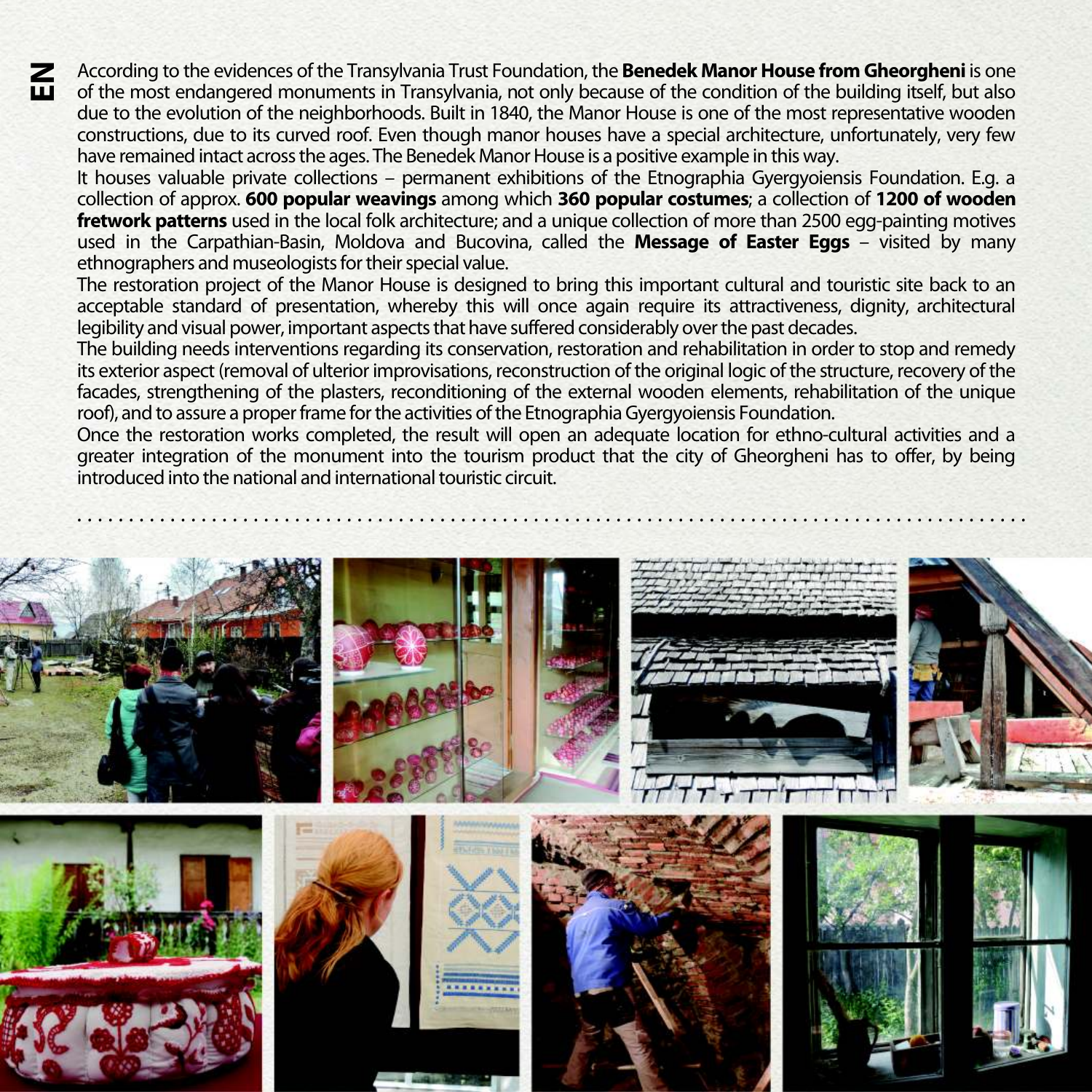According to the evidences of the Transylvania Trust Foundation, the **Benedek Manor House from Gheorgheni** is one of the most endangered monuments in Transylvania, not only because of the condition of the building itself, but also due to the evolution of the neighborhoods. Built in 1840, the Manor House is one of the most representative wooden constructions, due to its curved roof. Even though manor houses have a special architecture, unfortunately, very few have remained intact across the ages. The Benedek Manor House is a positive example in this way.

It houses valuable private collections – permanent exhibitions of the Etnographia Gyergyoiensis Foundation. E.g. a collection of approx. **600 popular weavings** among which **360 popular costumes**; a collection of **1200 of wooden fretwork patterns** used in the local folk architecture; and a unique collection of more than 2500 egg-painting motives used in the Carpathian-Basin, Moldova and Bucovina, called the **Message of Easter Eggs** – visited by many ethnographers and museologists for their special value.

The restoration project of the Manor House is designed to bring this important cultural and touristic site back to an acceptable standard of presentation, whereby this will once again require its attractiveness, dignity, architectural legibility and visual power, important aspects that have suffered considerably over the past decades.

The building needs interventions regarding its conservation, restoration and rehabilitation in order to stop and remedy its exterior aspect (removal of ulterior improvisations, reconstruction of the original logic of the structure, recovery of the facades, strengthening of the plasters, reconditioning of the external wooden elements, rehabilitation of the unique roof), and to assure a proper frame for the activities of the Etnographia Gyergyoiensis Foundation.

Once the restoration works completed, the result will open an adequate location for ethno-cultural activities and a greater integration of the monument into the tourism product that the city of Gheorgheni has to offer, by being introduced into the national and international touristic circuit.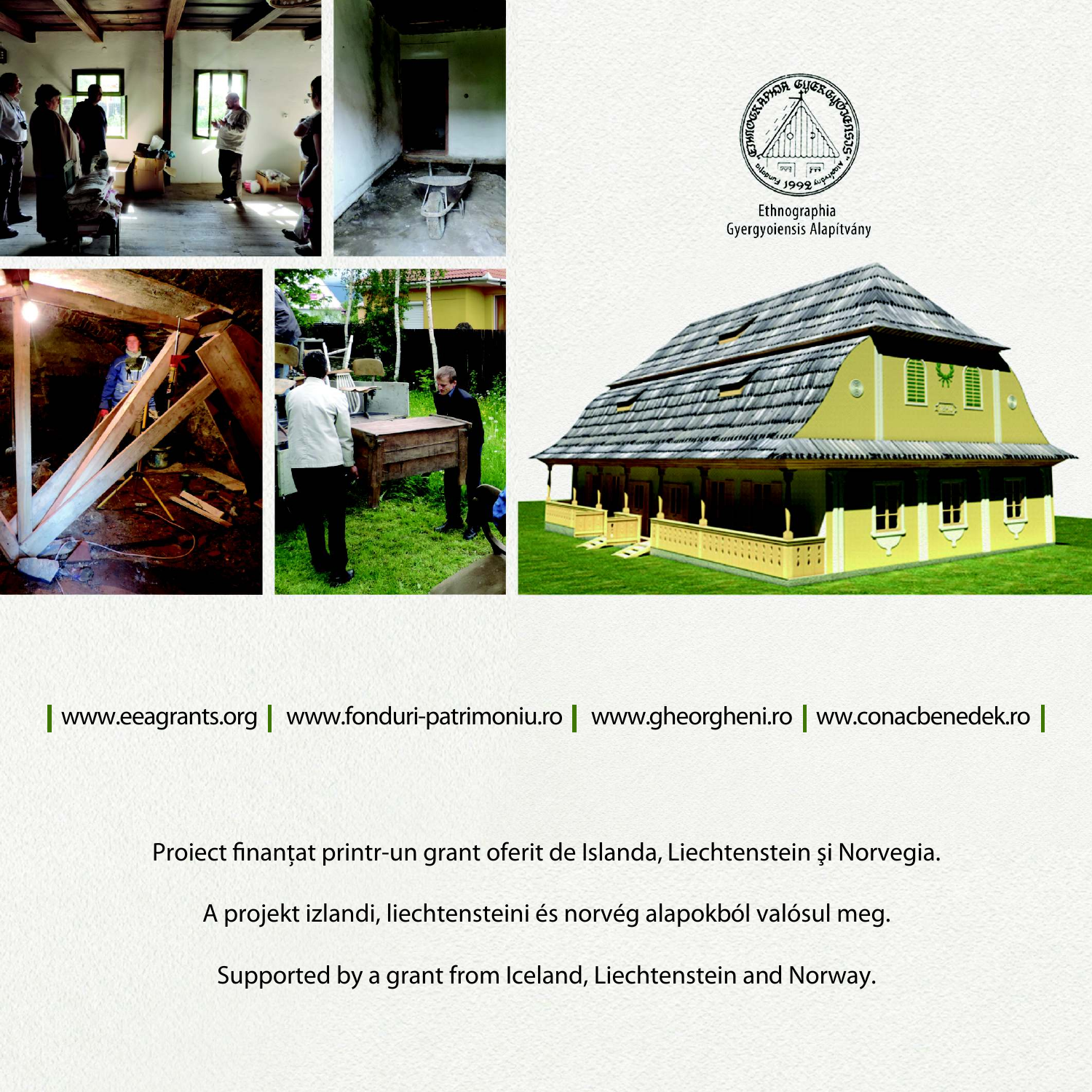Ethnographia Gyergyoiensis Alapítvány

| www.eeagrants.org | www.fonduri-patrimoniu.ro | www.gheorgheni.ro | ww.conacbenedek.ro |

Proiect finanţat printr-un grant oferit de Islanda, Liechtenstein şi Norvegia.

A projekt izlandi, liechtensteini és norvég alapokból valósul meg.

Supported by a grant from Iceland, Liechtenstein and Norway.